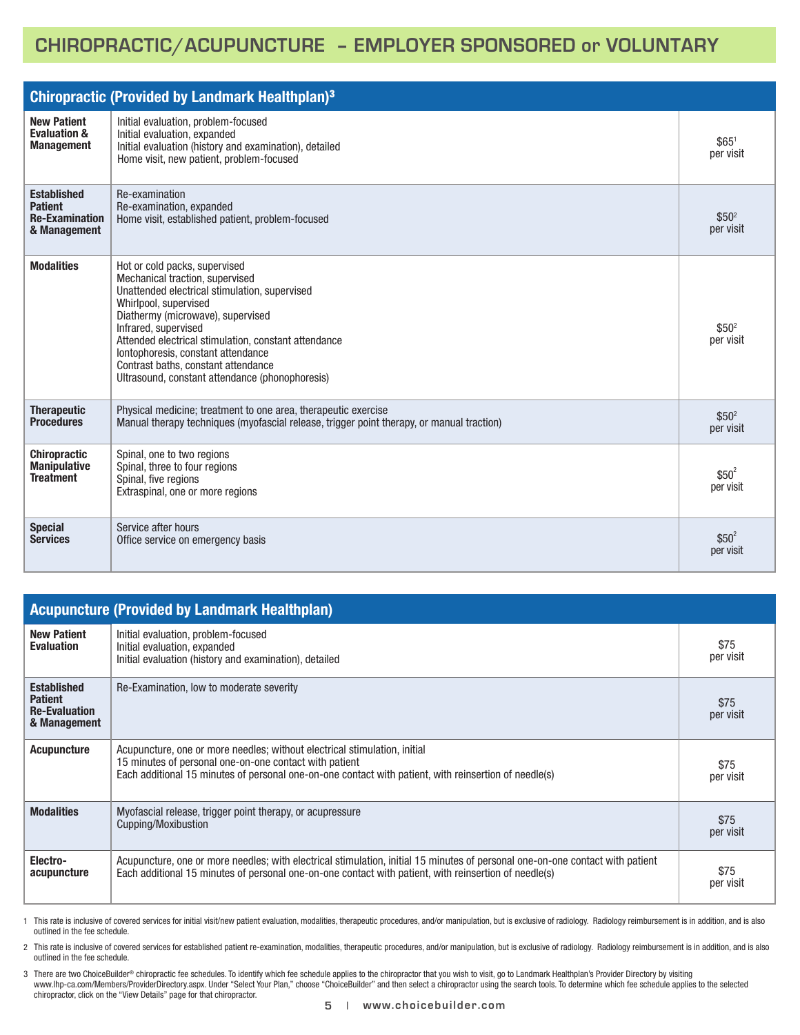# CHIROPRACTIC/ACUPUNCTURE – EMPLOYER SPONSORED or VOLUNTARY

## Chiropractic (Provided by Landmark Healthplan)[3]

| Category | Services | Rate |
|---|---|---|
| **New Patient Evaluation & Management** | Initial evaluation, problem-focused<br>Initial evaluation, expanded<br>Initial evaluation (history and examination), detailed<br>Home visit, new patient, problem-focused | $65[1] per visit |
| **Established Patient Re-Examination & Management** | Re-examination<br>Re-examination, expanded<br>Home visit, established patient, problem-focused | $50[2] per visit |
| **Modalities** | Hot or cold packs, supervised<br>Mechanical traction, supervised<br>Unattended electrical stimulation, supervised<br>Whirlpool, supervised<br>Diathermy (microwave), supervised<br>Infrared, supervised<br>Attended electrical stimulation, constant attendance<br>Iontophoresis, constant attendance<br>Contrast baths, constant attendance<br>Ultrasound, constant attendance (phonophoresis) | $50[2] per visit |
| **Therapeutic Procedures** | Physical medicine; treatment to one area, therapeutic exercise<br>Manual therapy techniques (myofascial release, trigger point therapy, or manual traction) | $50[2] per visit |
| **Chiropractic Manipulative Treatment** | Spinal, one to two regions<br>Spinal, three to four regions<br>Spinal, five regions<br>Extraspinal, one or more regions | $50[2] per visit |
| **Special Services** | Service after hours<br>Office service on emergency basis | $50[2] per visit |

## Acupuncture (Provided by Landmark Healthplan)

| Category | Services | Rate |
|---|---|---|
| **New Patient Evaluation** | Initial evaluation, problem-focused<br>Initial evaluation, expanded<br>Initial evaluation (history and examination), detailed | $75 per visit |
| **Established Patient Re-Evaluation & Management** | Re-Examination, low to moderate severity | $75 per visit |
| **Acupuncture** | Acupuncture, one or more needles; without electrical stimulation, initial 15 minutes of personal one-on-one contact with patient<br>Each additional 15 minutes of personal one-on-one contact with patient, with reinsertion of needle(s) | $75 per visit |
| **Modalities** | Myofascial release, trigger point therapy, or acupressure<br>Cupping/Moxibustion | $75 per visit |
| **Electro-acupuncture** | Acupuncture, one or more needles; with electrical stimulation, initial 15 minutes of personal one-on-one contact with patient<br>Each additional 15 minutes of personal one-on-one contact with patient, with reinsertion of needle(s) | $75 per visit |

1 This rate is inclusive of covered services for initial visit/new patient evaluation, modalities, therapeutic procedures, and/or manipulation, but is exclusive of radiology. Radiology reimbursement is in addition, and is also outlined in the fee schedule.

2 This rate is inclusive of covered services for established patient re-examination, modalities, therapeutic procedures, and/or manipulation, but is exclusive of radiology. Radiology reimbursement is in addition, and is also outlined in the fee schedule.

3 There are two ChoiceBuilder® chiropractic fee schedules. To identify which fee schedule applies to the chiropractor that you wish to visit, go to Landmark Healthplan's Provider Directory by visiting www.lhp-ca.com/Members/ProviderDirectory.aspx. Under "Select Your Plan," choose "ChoiceBuilder" and then select a chiropractor using the search tools. To determine which fee schedule applies to the selected chiropractor, click on the "View Details" page for that chiropractor.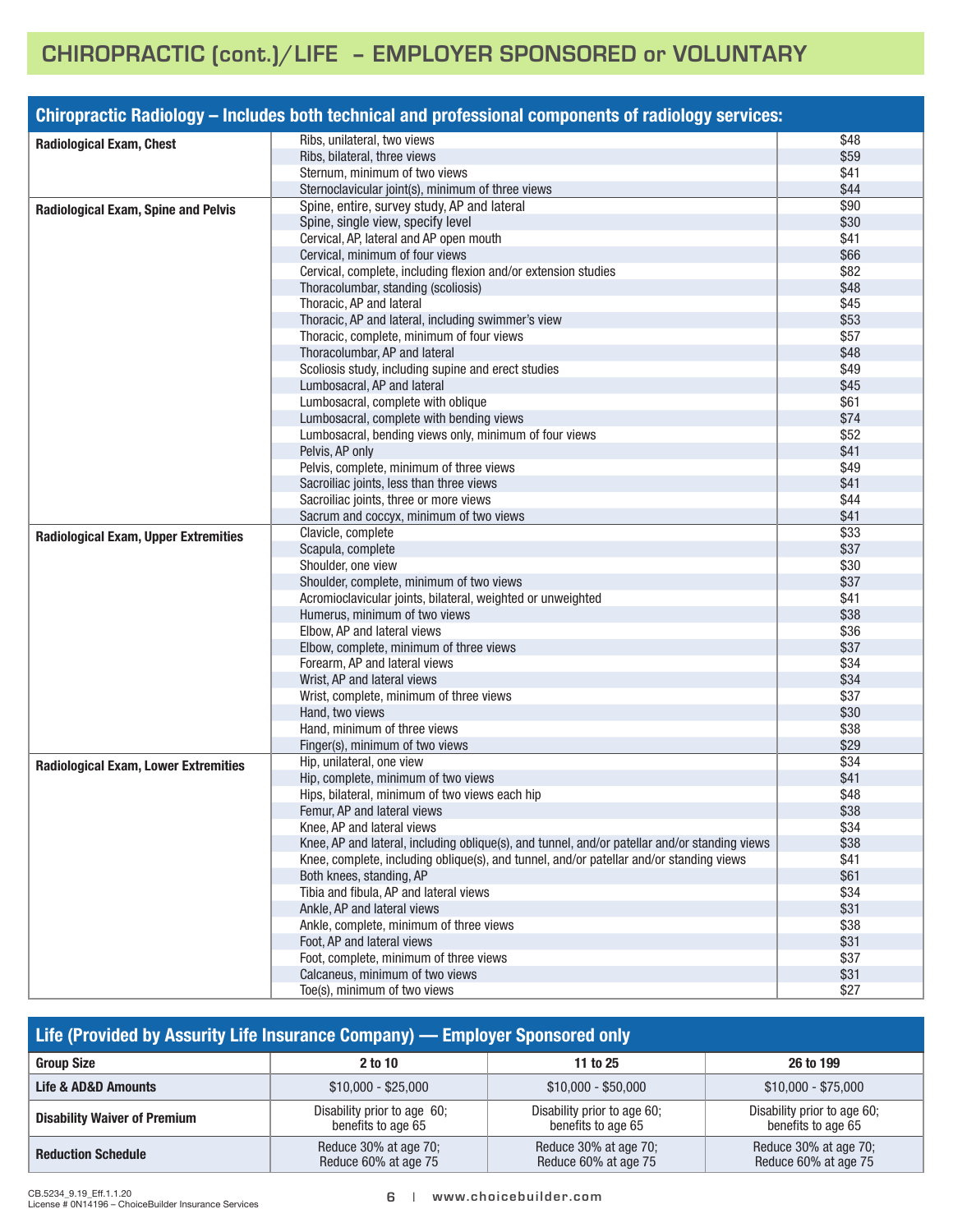# CHIROPRACTIC (cont.)/LIFE – EMPLOYER SPONSORED or VOLUNTARY

## Chiropractic Radiology – Includes both technical and professional components of radiology services:

| | | |
|---|---|---|
| **Radiological Exam, Chest** | Ribs, unilateral, two views | $48 |
| | Ribs, bilateral, three views | $59 |
| | Sternum, minimum of two views | $41 |
| | Sternoclavicular joint(s), minimum of three views | $44 |
| **Radiological Exam, Spine and Pelvis** | Spine, entire, survey study, AP and lateral | $90 |
| | Spine, single view, specify level | $30 |
| | Cervical, AP, lateral and AP open mouth | $41 |
| | Cervical, minimum of four views | $66 |
| | Cervical, complete, including flexion and/or extension studies | $82 |
| | Thoracolumbar, standing (scoliosis) | $48 |
| | Thoracic, AP and lateral | $45 |
| | Thoracic, AP and lateral, including swimmer's view | $53 |
| | Thoracic, complete, minimum of four views | $57 |
| | Thoracolumbar, AP and lateral | $48 |
| | Scoliosis study, including supine and erect studies | $49 |
| | Lumbosacral, AP and lateral | $45 |
| | Lumbosacral, complete with oblique | $61 |
| | Lumbosacral, complete with bending views | $74 |
| | Lumbosacral, bending views only, minimum of four views | $52 |
| | Pelvis, AP only | $41 |
| | Pelvis, complete, minimum of three views | $49 |
| | Sacroiliac joints, less than three views | $41 |
| | Sacroiliac joints, three or more views | $44 |
| | Sacrum and coccyx, minimum of two views | $41 |
| **Radiological Exam, Upper Extremities** | Clavicle, complete | $33 |
| | Scapula, complete | $37 |
| | Shoulder, one view | $30 |
| | Shoulder, complete, minimum of two views | $37 |
| | Acromioclavicular joints, bilateral, weighted or unweighted | $41 |
| | Humerus, minimum of two views | $38 |
| | Elbow, AP and lateral views | $36 |
| | Elbow, complete, minimum of three views | $37 |
| | Forearm, AP and lateral views | $34 |
| | Wrist, AP and lateral views | $34 |
| | Wrist, complete, minimum of three views | $37 |
| | Hand, two views | $30 |
| | Hand, minimum of three views | $38 |
| | Finger(s), minimum of two views | $29 |
| **Radiological Exam, Lower Extremities** | Hip, unilateral, one view | $34 |
| | Hip, complete, minimum of two views | $41 |
| | Hips, bilateral, minimum of two views each hip | $48 |
| | Femur, AP and lateral views | $38 |
| | Knee, AP and lateral views | $34 |
| | Knee, AP and lateral, including oblique(s), and tunnel, and/or patellar and/or standing views | $38 |
| | Knee, complete, including oblique(s), and tunnel, and/or patellar and/or standing views | $41 |
| | Both knees, standing, AP | $61 |
| | Tibia and fibula, AP and lateral views | $34 |
| | Ankle, AP and lateral views | $31 |
| | Ankle, complete, minimum of three views | $38 |
| | Foot, AP and lateral views | $31 |
| | Foot, complete, minimum of three views | $37 |
| | Calcaneus, minimum of two views | $31 |
| | Toe(s), minimum of two views | $27 |

## Life (Provided by Assurity Life Insurance Company) — Employer Sponsored only

| Group Size | 2 to 10 | 11 to 25 | 26 to 199 |
|---|---|---|---|
| **Life & AD&D Amounts** | $10,000 - $25,000 | $10,000 - $50,000 | $10,000 - $75,000 |
| **Disability Waiver of Premium** | Disability prior to age 60; benefits to age 65 | Disability prior to age 60; benefits to age 65 | Disability prior to age 60; benefits to age 65 |
| **Reduction Schedule** | Reduce 30% at age 70; Reduce 60% at age 75 | Reduce 30% at age 70; Reduce 60% at age 75 | Reduce 30% at age 70; Reduce 60% at age 75 |

CB.5234_9.19_Eff.1.1.20
License # 0N14196 – ChoiceBuilder Insurance Services

www.choicebuilder.com